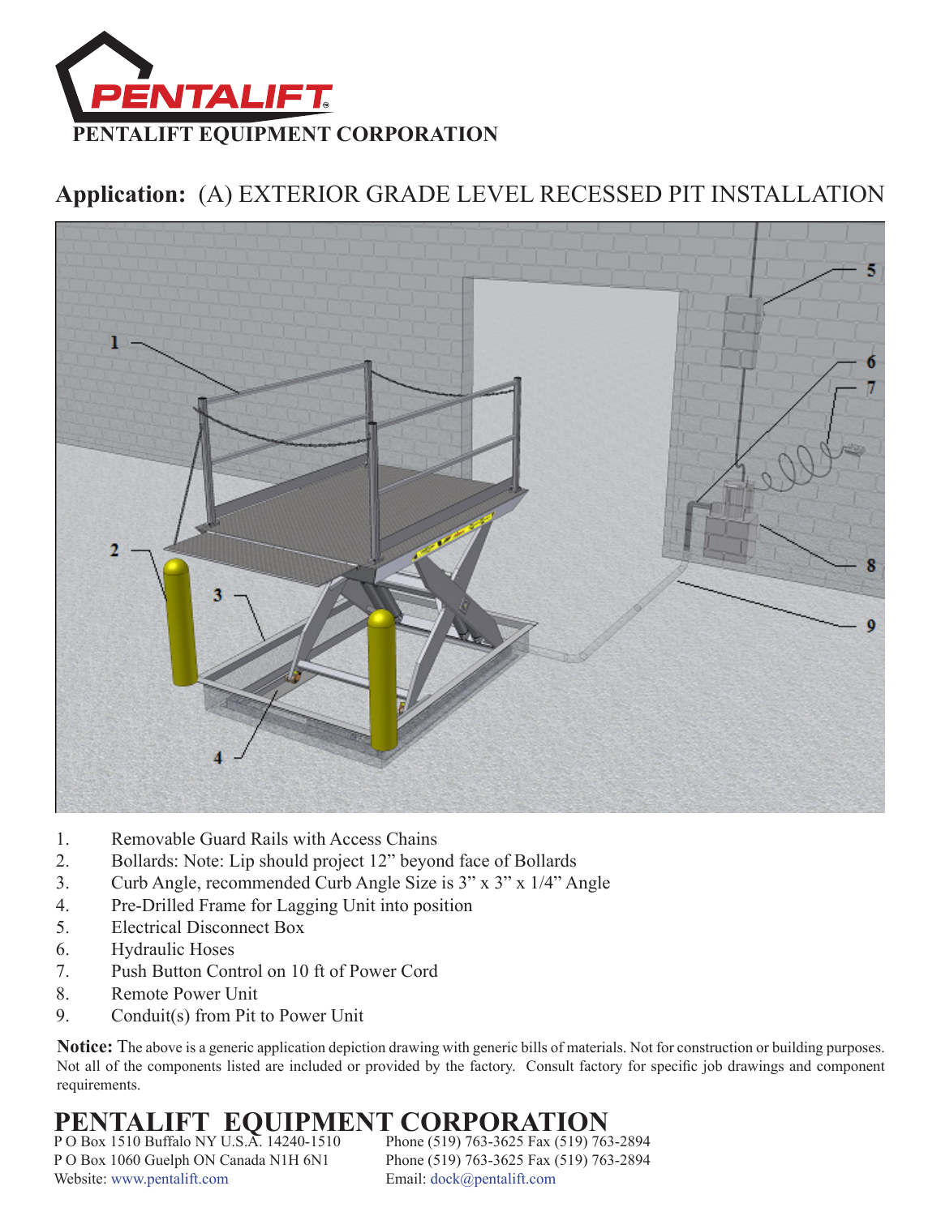# PENTALIFT EQUIPMENT CORPORATION

## Application: (A) EXTERIOR GRADE LEVEL RECESSED PIT INSTALLATION

1. Removable Guard Rails with Access Chains
2. Bollards: Note: Lip should project 12” beyond face of Bollards
3. Curb Angle, recommended Curb Angle Size is 3” x 3” x 1/4” Angle
4. Pre-Drilled Frame for Lagging Unit into position
5. Electrical Disconnect Box
6. Hydraulic Hoses
7. Push Button Control on 10 ft of Power Cord
8. Remote Power Unit
9. Conduit(s) from Pit to Power Unit

**Notice:** The above is a generic application depiction drawing with generic bills of materials. Not for construction or building purposes. Not all of the components listed are included or provided by the factory. Consult factory for specific job drawings and component requirements.

**PENTALIFT EQUIPMENT CORPORATION**

P O Box 1510 Buffalo NY U.S.A. 14240-1510 — Phone (519) 763-3625 Fax (519) 763-2894

P O Box 1060 Guelph ON Canada N1H 6N1 — Phone (519) 763-3625 Fax (519) 763-2894

Website: www.pentalift.com — Email: dock@pentalift.com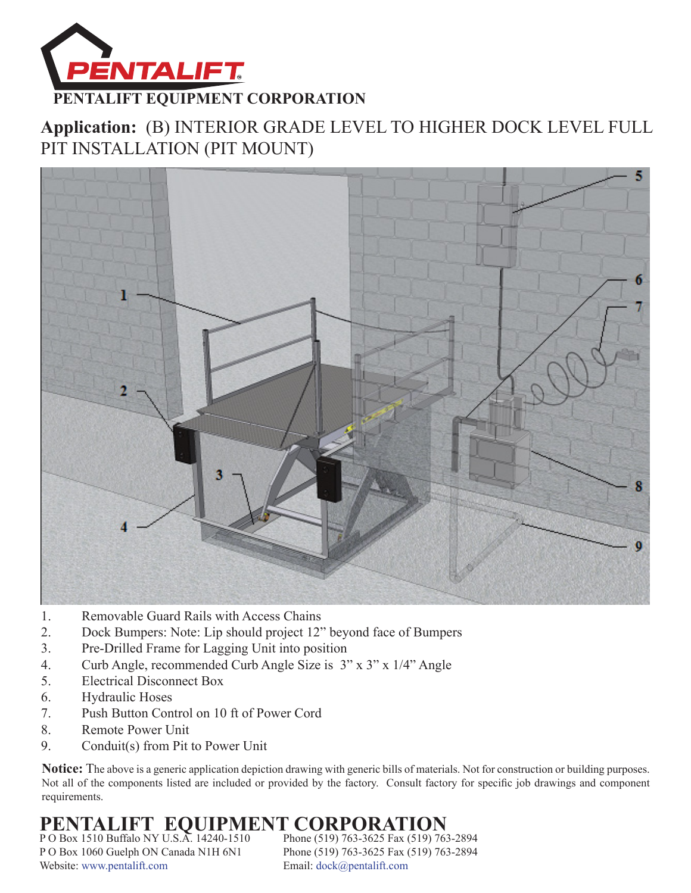PENTALIFT

**PENTALIFT EQUIPMENT CORPORATION**

**Application:** (B) INTERIOR GRADE LEVEL TO HIGHER DOCK LEVEL FULL PIT INSTALLATION (PIT MOUNT)

1. Removable Guard Rails with Access Chains
2. Dock Bumpers: Note: Lip should project 12" beyond face of Bumpers
3. Pre-Drilled Frame for Lagging Unit into position
4. Curb Angle, recommended Curb Angle Size is 3" x 3" x 1/4" Angle
5. Electrical Disconnect Box
6. Hydraulic Hoses
7. Push Button Control on 10 ft of Power Cord
8. Remote Power Unit
9. Conduit(s) from Pit to Power Unit

**Notice:** The above is a generic application depiction drawing with generic bills of materials. Not for construction or building purposes. Not all of the components listed are included or provided by the factory. Consult factory for specific job drawings and component requirements.

**PENTALIFT EQUIPMENT CORPORATION**

P O Box 1510 Buffalo NY U.S.A. 14240-1510 Phone (519) 763-3625 Fax (519) 763-2894
P O Box 1060 Guelph ON Canada N1H 6N1 Phone (519) 763-3625 Fax (519) 763-2894
Website: www.pentalift.com Email: dock@pentalift.com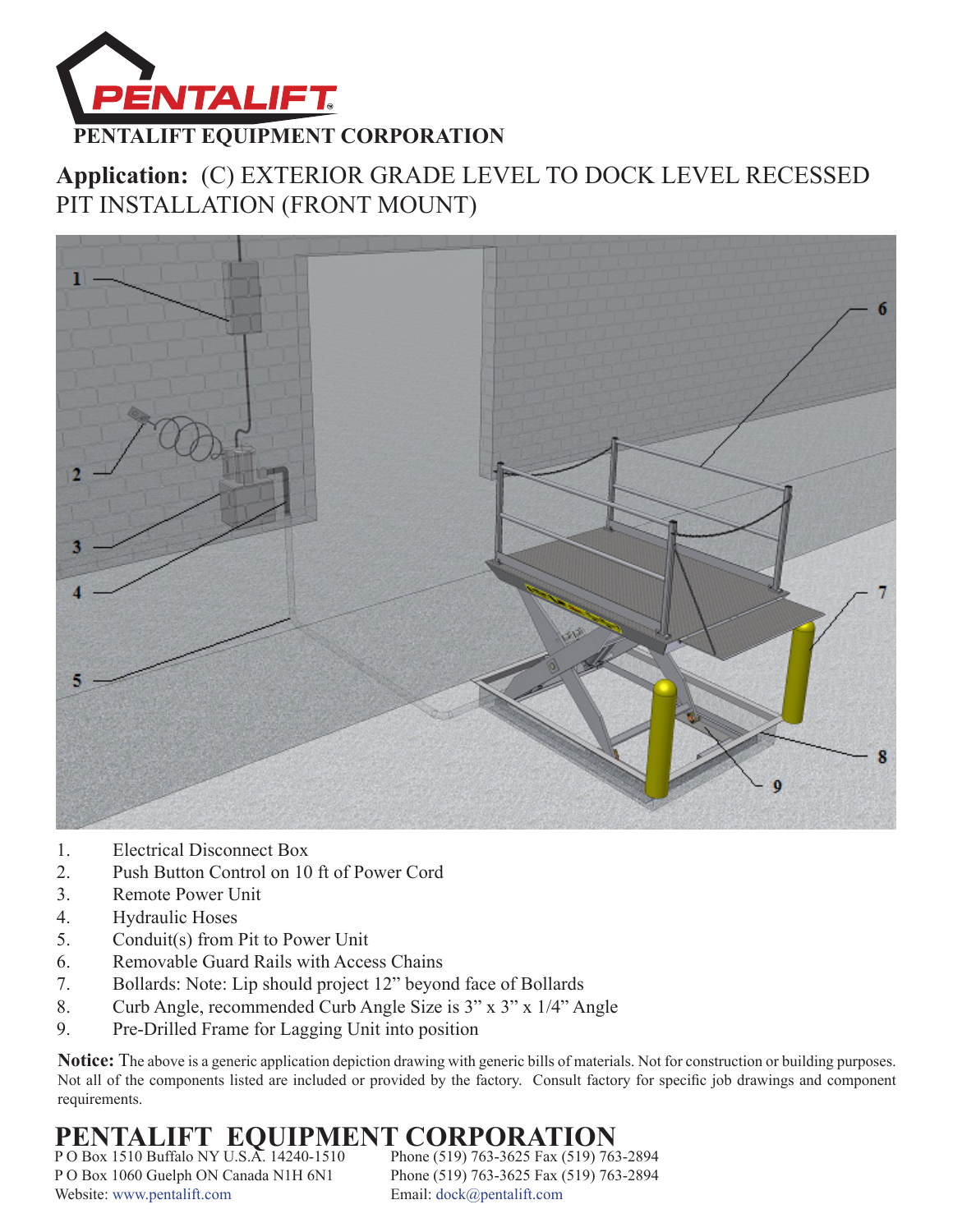# PENTALIFT

**PENTALIFT EQUIPMENT CORPORATION**

## **Application:** (C) EXTERIOR GRADE LEVEL TO DOCK LEVEL RECESSED PIT INSTALLATION (FRONT MOUNT)

1. Electrical Disconnect Box
2. Push Button Control on 10 ft of Power Cord
3. Remote Power Unit
4. Hydraulic Hoses
5. Conduit(s) from Pit to Power Unit
6. Removable Guard Rails with Access Chains
7. Bollards: Note: Lip should project 12" beyond face of Bollards
8. Curb Angle, recommended Curb Angle Size is 3" x 3" x 1/4" Angle
9. Pre-Drilled Frame for Lagging Unit into position

**Notice:** The above is a generic application depiction drawing with generic bills of materials. Not for construction or building purposes. Not all of the components listed are included or provided by the factory. Consult factory for specific job drawings and component requirements.

## PENTALIFT EQUIPMENT CORPORATION

P O Box 1510 Buffalo NY U.S.A. 14240-1510 Phone (519) 763-3625 Fax (519) 763-2894
P O Box 1060 Guelph ON Canada N1H 6N1 Phone (519) 763-3625 Fax (519) 763-2894
Website: www.pentalift.com Email: dock@pentalift.com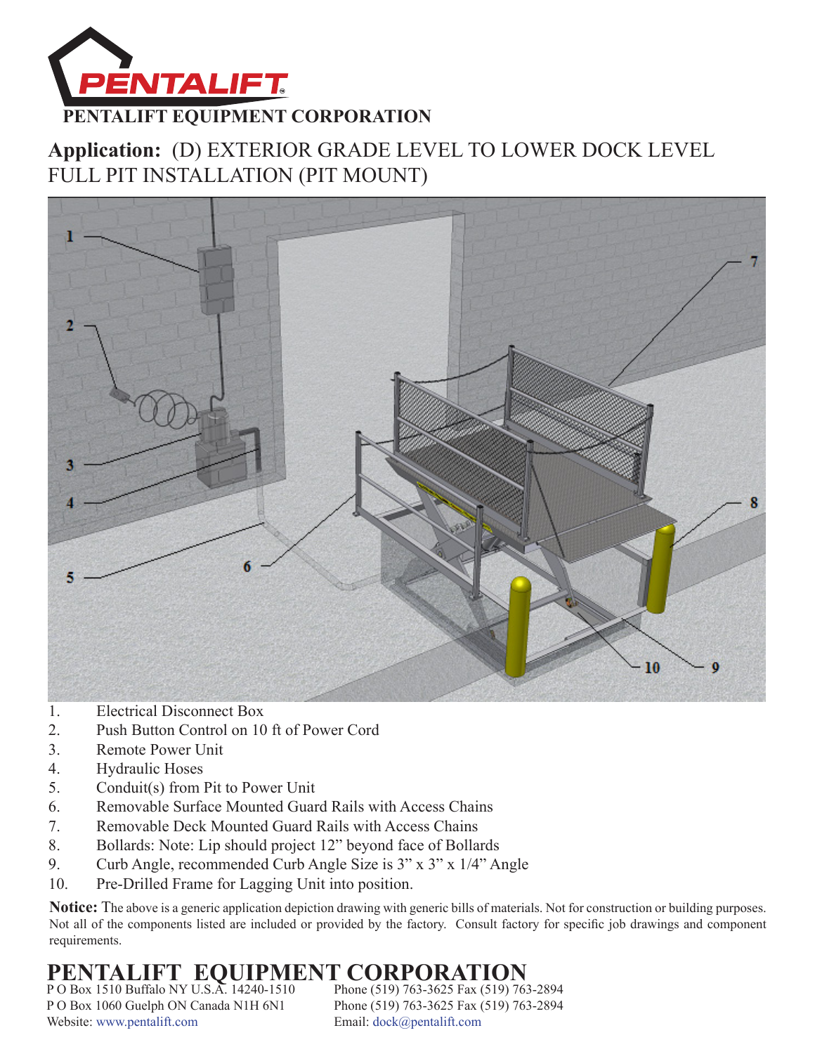# PENTALIFT EQUIPMENT CORPORATION

**Application:** (D) EXTERIOR GRADE LEVEL TO LOWER DOCK LEVEL FULL PIT INSTALLATION (PIT MOUNT)

1. Electrical Disconnect Box
2. Push Button Control on 10 ft of Power Cord
3. Remote Power Unit
4. Hydraulic Hoses
5. Conduit(s) from Pit to Power Unit
6. Removable Surface Mounted Guard Rails with Access Chains
7. Removable Deck Mounted Guard Rails with Access Chains
8. Bollards: Note: Lip should project 12" beyond face of Bollards
9. Curb Angle, recommended Curb Angle Size is 3" x 3" x 1/4" Angle
10. Pre-Drilled Frame for Lagging Unit into position.

**Notice:** The above is a generic application depiction drawing with generic bills of materials. Not for construction or building purposes. Not all of the components listed are included or provided by the factory. Consult factory for specific job drawings and component requirements.

## PENTALIFT EQUIPMENT CORPORATION

P O Box 1510 Buffalo NY U.S.A. 14240-1510 Phone (519) 763-3625 Fax (519) 763-2894
P O Box 1060 Guelph ON Canada N1H 6N1 Phone (519) 763-3625 Fax (519) 763-2894
Website: www.pentalift.com Email: dock@pentalift.com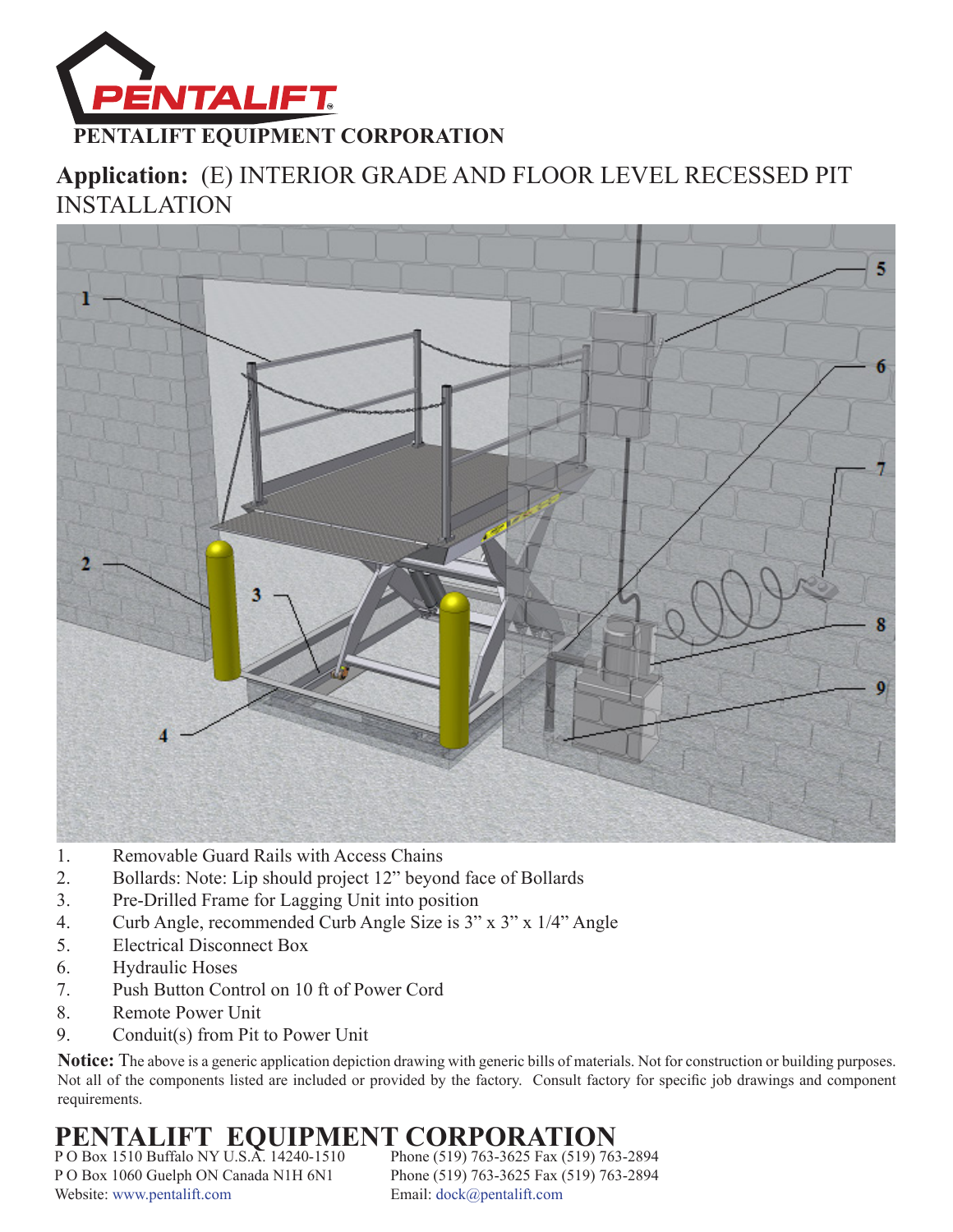# PENTALIFT

**PENTALIFT EQUIPMENT CORPORATION**

## **Application:** (E) INTERIOR GRADE AND FLOOR LEVEL RECESSED PIT INSTALLATION

1
2
3
4
5
6
7
8
9

1. Removable Guard Rails with Access Chains
2. Bollards: Note: Lip should project 12" beyond face of Bollards
3. Pre-Drilled Frame for Lagging Unit into position
4. Curb Angle, recommended Curb Angle Size is 3" x 3" x 1/4" Angle
5. Electrical Disconnect Box
6. Hydraulic Hoses
7. Push Button Control on 10 ft of Power Cord
8. Remote Power Unit
9. Conduit(s) from Pit to Power Unit

**Notice:** The above is a generic application depiction drawing with generic bills of materials. Not for construction or building purposes. Not all of the components listed are included or provided by the factory. Consult factory for specific job drawings and component requirements.

## PENTALIFT EQUIPMENT CORPORATION

P O Box 1510 Buffalo NY U.S.A. 14240-1510
Phone (519) 763-3625 Fax (519) 763-2894

P O Box 1060 Guelph ON Canada N1H 6N1
Phone (519) 763-3625 Fax (519) 763-2894

Website: www.pentalift.com
Email: dock@pentalift.com